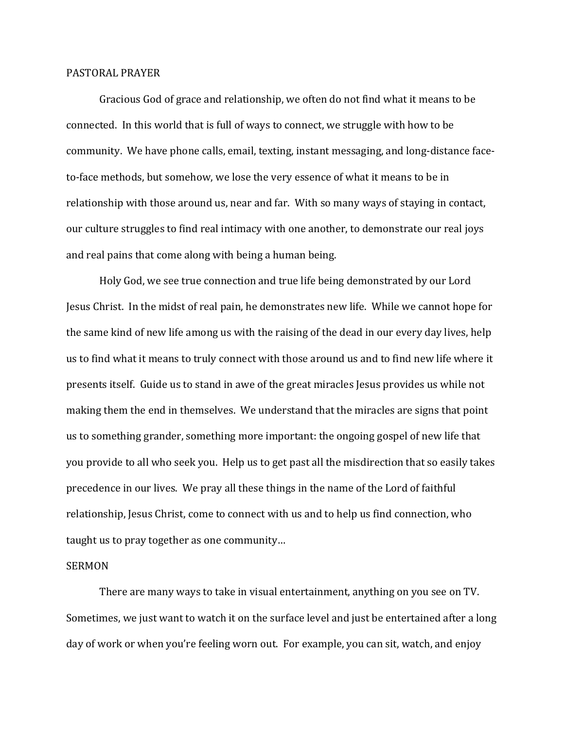## PASTORAL PRAYER

Gracious God of grace and relationship, we often do not find what it means to be connected. In this world that is full of ways to connect, we struggle with how to be community. We have phone calls, email, texting, instant messaging, and long-distance face-to-face methods, but somehow, we lose the very essence of what it means to be in relationship with those around us, near and far. With so many ways of staying in contact, our culture struggles to find real intimacy with one another, to demonstrate our real joys and real pains that come along with being a human being.

Holy God, we see true connection and true life being demonstrated by our Lord Jesus Christ. In the midst of real pain, he demonstrates new life. While we cannot hope for the same kind of new life among us with the raising of the dead in our every day lives, help us to find what it means to truly connect with those around us and to find new life where it presents itself. Guide us to stand in awe of the great miracles Jesus provides us while not making them the end in themselves. We understand that the miracles are signs that point us to something grander, something more important: the ongoing gospel of new life that you provide to all who seek you. Help us to get past all the misdirection that so easily takes precedence in our lives. We pray all these things in the name of the Lord of faithful relationship, Jesus Christ, come to connect with us and to help us find connection, who taught us to pray together as one community…

## SERMON

There are many ways to take in visual entertainment, anything on you see on TV. Sometimes, we just want to watch it on the surface level and just be entertained after a long day of work or when you're feeling worn out. For example, you can sit, watch, and enjoy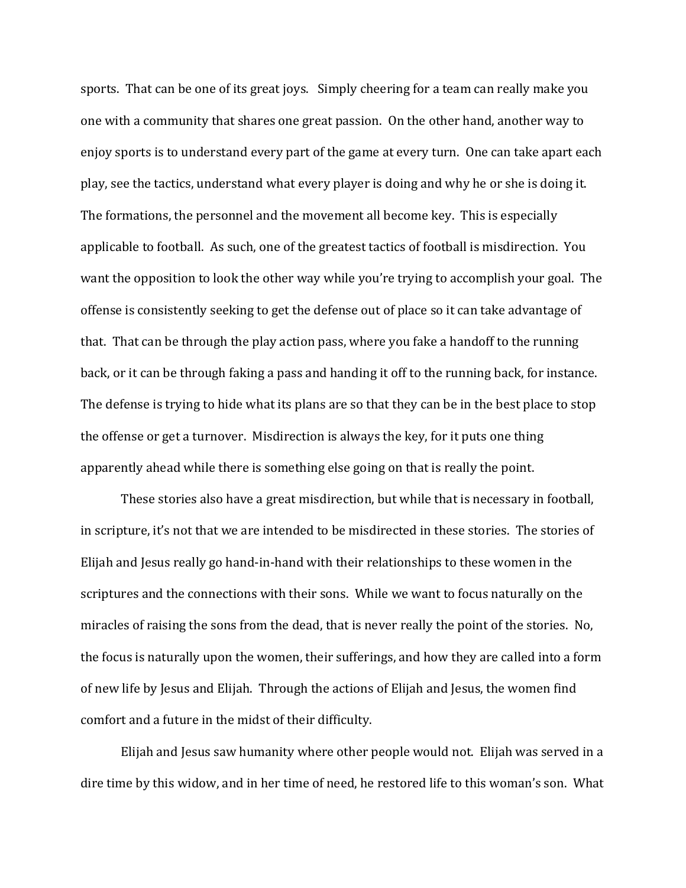sports. That can be one of its great joys. Simply cheering for a team can really make you one with a community that shares one great passion. On the other hand, another way to enjoy sports is to understand every part of the game at every turn. One can take apart each play, see the tactics, understand what every player is doing and why he or she is doing it. The formations, the personnel and the movement all become key. This is especially applicable to football. As such, one of the greatest tactics of football is misdirection. You want the opposition to look the other way while you're trying to accomplish your goal. The offense is consistently seeking to get the defense out of place so it can take advantage of that. That can be through the play action pass, where you fake a handoff to the running back, or it can be through faking a pass and handing it off to the running back, for instance. The defense is trying to hide what its plans are so that they can be in the best place to stop the offense or get a turnover. Misdirection is always the key, for it puts one thing apparently ahead while there is something else going on that is really the point.

These stories also have a great misdirection, but while that is necessary in football, in scripture, it's not that we are intended to be misdirected in these stories. The stories of Elijah and Jesus really go hand-in-hand with their relationships to these women in the scriptures and the connections with their sons. While we want to focus naturally on the miracles of raising the sons from the dead, that is never really the point of the stories. No, the focus is naturally upon the women, their sufferings, and how they are called into a form of new life by Jesus and Elijah. Through the actions of Elijah and Jesus, the women find comfort and a future in the midst of their difficulty.

Elijah and Jesus saw humanity where other people would not. Elijah was served in a dire time by this widow, and in her time of need, he restored life to this woman's son. What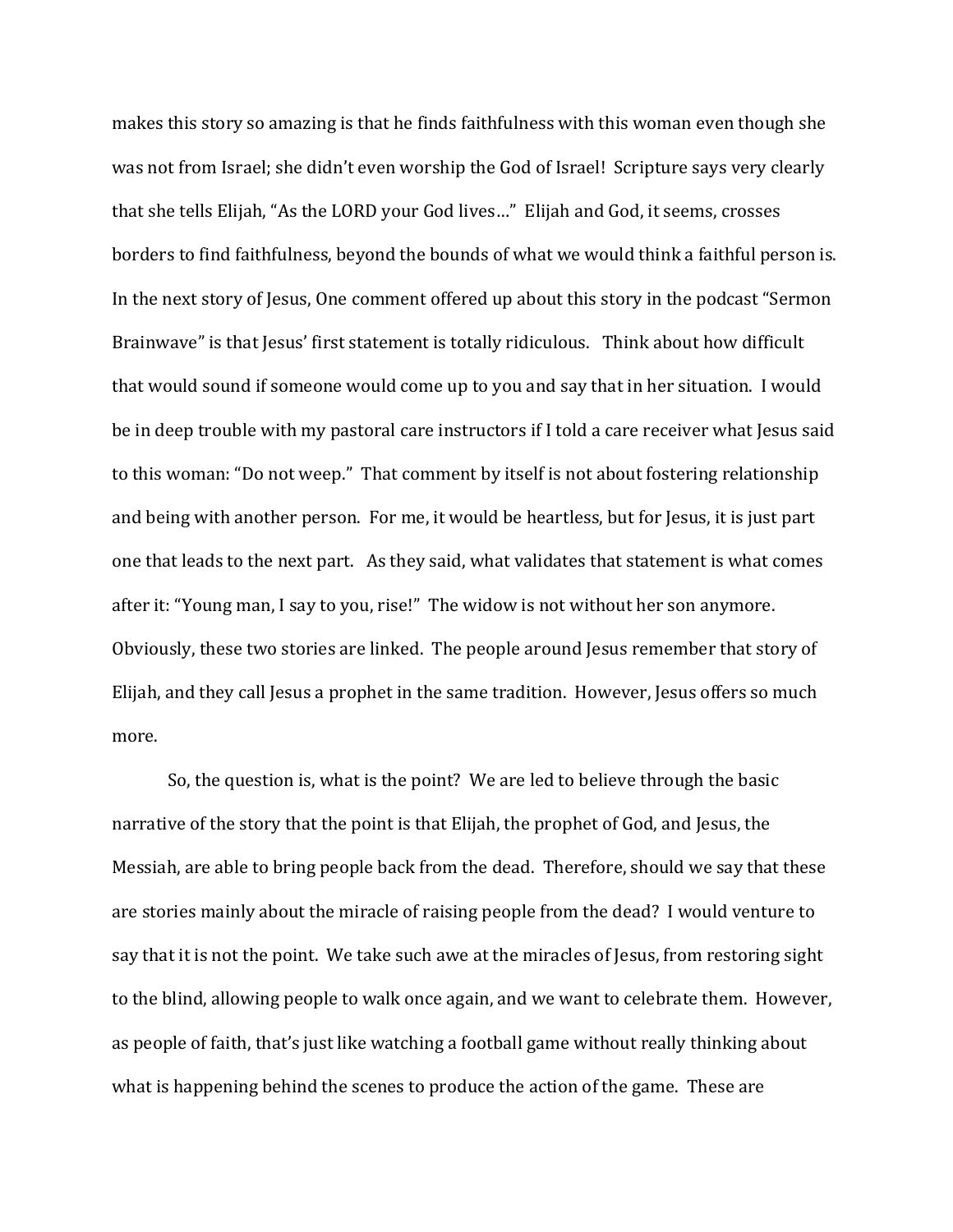makes this story so amazing is that he finds faithfulness with this woman even though she was not from Israel; she didn't even worship the God of Israel! Scripture says very clearly that she tells Elijah, "As the LORD your God lives…" Elijah and God, it seems, crosses borders to find faithfulness, beyond the bounds of what we would think a faithful person is. In the next story of Jesus, One comment offered up about this story in the podcast "Sermon Brainwave" is that Jesus' first statement is totally ridiculous. Think about how difficult that would sound if someone would come up to you and say that in her situation. I would be in deep trouble with my pastoral care instructors if I told a care receiver what Jesus said to this woman: "Do not weep." That comment by itself is not about fostering relationship and being with another person. For me, it would be heartless, but for Jesus, it is just part one that leads to the next part. As they said, what validates that statement is what comes after it: "Young man, I say to you, rise!" The widow is not without her son anymore. Obviously, these two stories are linked. The people around Jesus remember that story of Elijah, and they call Jesus a prophet in the same tradition. However, Jesus offers so much more.

So, the question is, what is the point? We are led to believe through the basic narrative of the story that the point is that Elijah, the prophet of God, and Jesus, the Messiah, are able to bring people back from the dead. Therefore, should we say that these are stories mainly about the miracle of raising people from the dead? I would venture to say that it is not the point. We take such awe at the miracles of Jesus, from restoring sight to the blind, allowing people to walk once again, and we want to celebrate them. However, as people of faith, that's just like watching a football game without really thinking about what is happening behind the scenes to produce the action of the game. These are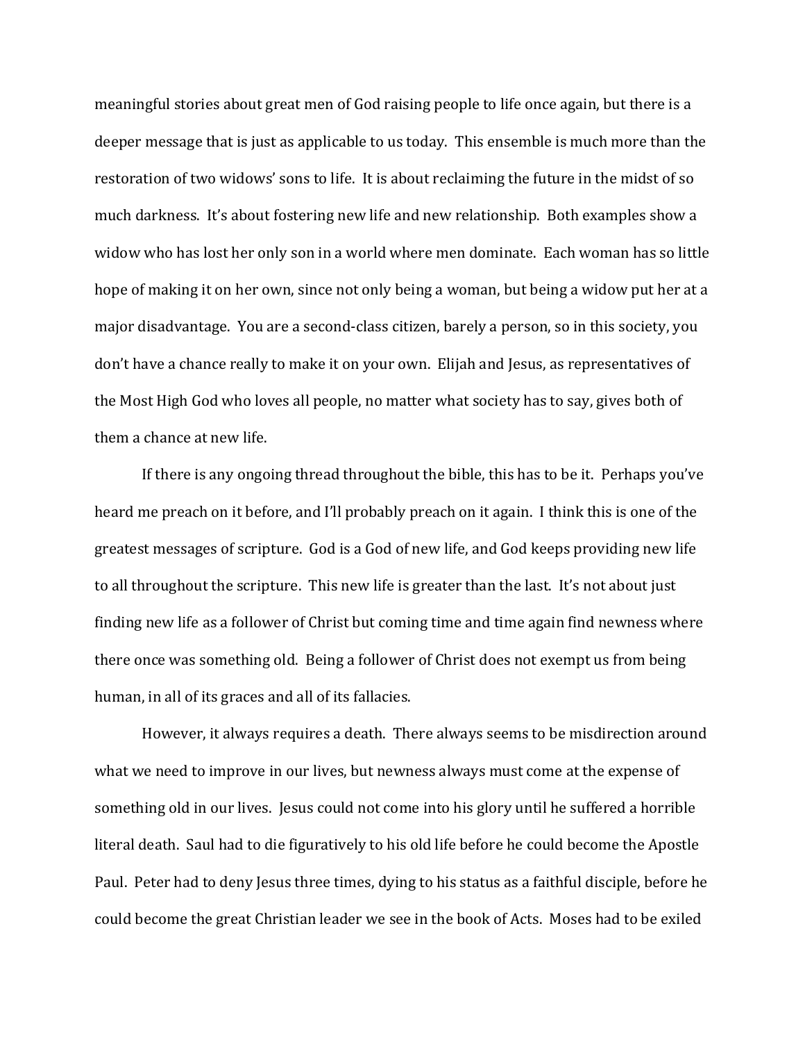meaningful stories about great men of God raising people to life once again, but there is a deeper message that is just as applicable to us today. This ensemble is much more than the restoration of two widows' sons to life. It is about reclaiming the future in the midst of so much darkness. It's about fostering new life and new relationship. Both examples show a widow who has lost her only son in a world where men dominate. Each woman has so little hope of making it on her own, since not only being a woman, but being a widow put her at a major disadvantage. You are a second-class citizen, barely a person, so in this society, you don't have a chance really to make it on your own. Elijah and Jesus, as representatives of the Most High God who loves all people, no matter what society has to say, gives both of them a chance at new life.

If there is any ongoing thread throughout the bible, this has to be it. Perhaps you've heard me preach on it before, and I'll probably preach on it again. I think this is one of the greatest messages of scripture. God is a God of new life, and God keeps providing new life to all throughout the scripture. This new life is greater than the last. It's not about just finding new life as a follower of Christ but coming time and time again find newness where there once was something old. Being a follower of Christ does not exempt us from being human, in all of its graces and all of its fallacies.

However, it always requires a death. There always seems to be misdirection around what we need to improve in our lives, but newness always must come at the expense of something old in our lives. Jesus could not come into his glory until he suffered a horrible literal death. Saul had to die figuratively to his old life before he could become the Apostle Paul. Peter had to deny Jesus three times, dying to his status as a faithful disciple, before he could become the great Christian leader we see in the book of Acts. Moses had to be exiled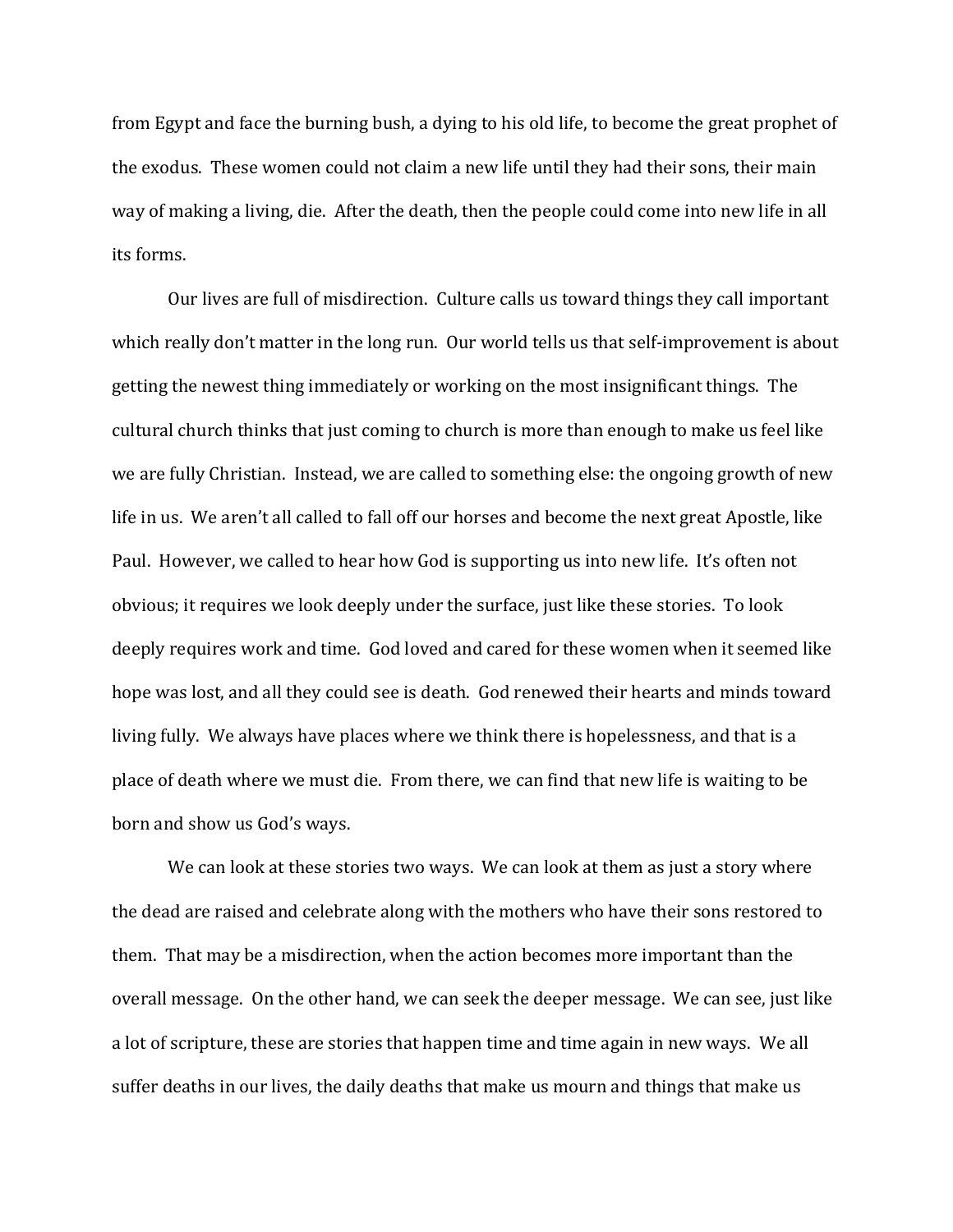from Egypt and face the burning bush, a dying to his old life, to become the great prophet of the exodus. These women could not claim a new life until they had their sons, their main way of making a living, die. After the death, then the people could come into new life in all its forms.

Our lives are full of misdirection. Culture calls us toward things they call important which really don't matter in the long run. Our world tells us that self-improvement is about getting the newest thing immediately or working on the most insignificant things. The cultural church thinks that just coming to church is more than enough to make us feel like we are fully Christian. Instead, we are called to something else: the ongoing growth of new life in us. We aren't all called to fall off our horses and become the next great Apostle, like Paul. However, we called to hear how God is supporting us into new life. It's often not obvious; it requires we look deeply under the surface, just like these stories. To look deeply requires work and time. God loved and cared for these women when it seemed like hope was lost, and all they could see is death. God renewed their hearts and minds toward living fully. We always have places where we think there is hopelessness, and that is a place of death where we must die. From there, we can find that new life is waiting to be born and show us God's ways.

We can look at these stories two ways. We can look at them as just a story where the dead are raised and celebrate along with the mothers who have their sons restored to them. That may be a misdirection, when the action becomes more important than the overall message. On the other hand, we can seek the deeper message. We can see, just like a lot of scripture, these are stories that happen time and time again in new ways. We all suffer deaths in our lives, the daily deaths that make us mourn and things that make us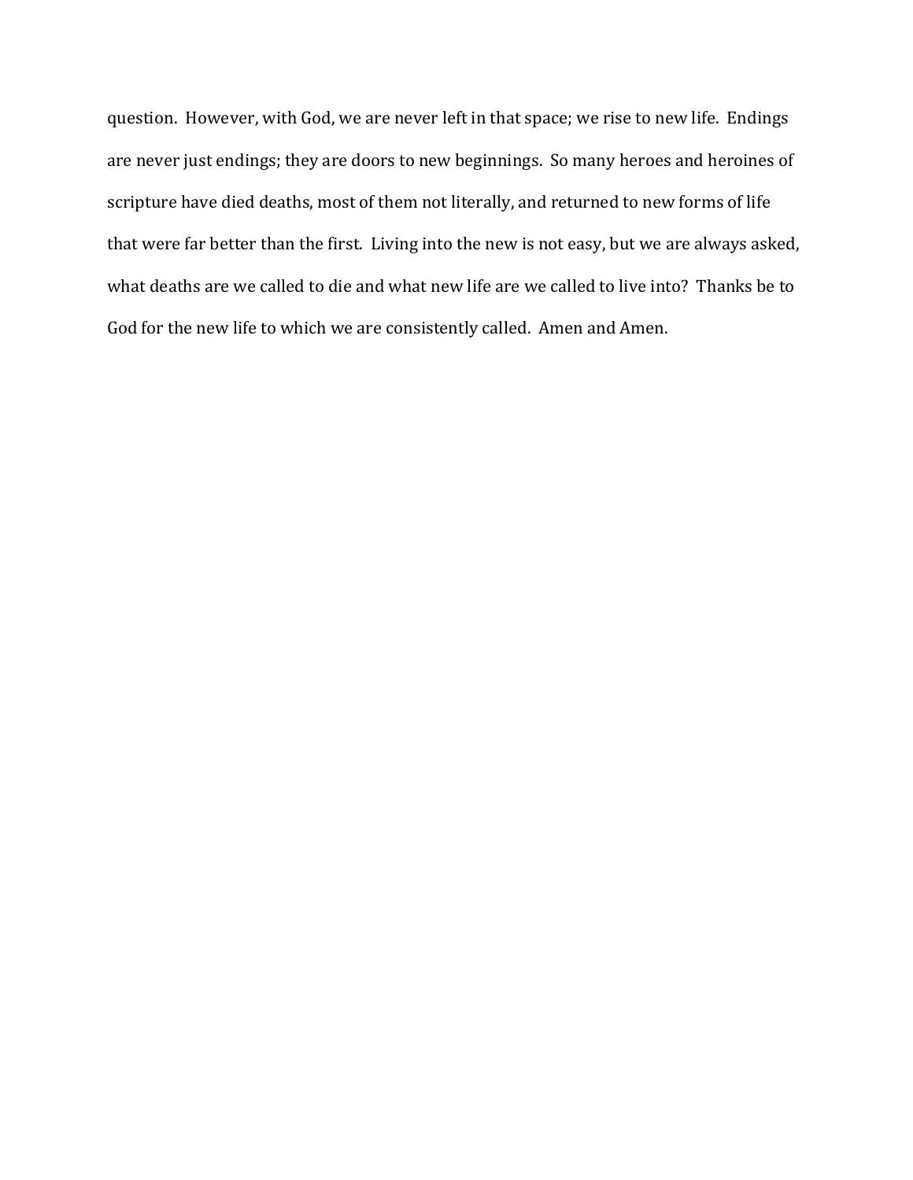question. However, with God, we are never left in that space; we rise to new life. Endings are never just endings; they are doors to new beginnings. So many heroes and heroines of scripture have died deaths, most of them not literally, and returned to new forms of life that were far better than the first. Living into the new is not easy, but we are always asked, what deaths are we called to die and what new life are we called to live into? Thanks be to God for the new life to which we are consistently called. Amen and Amen.